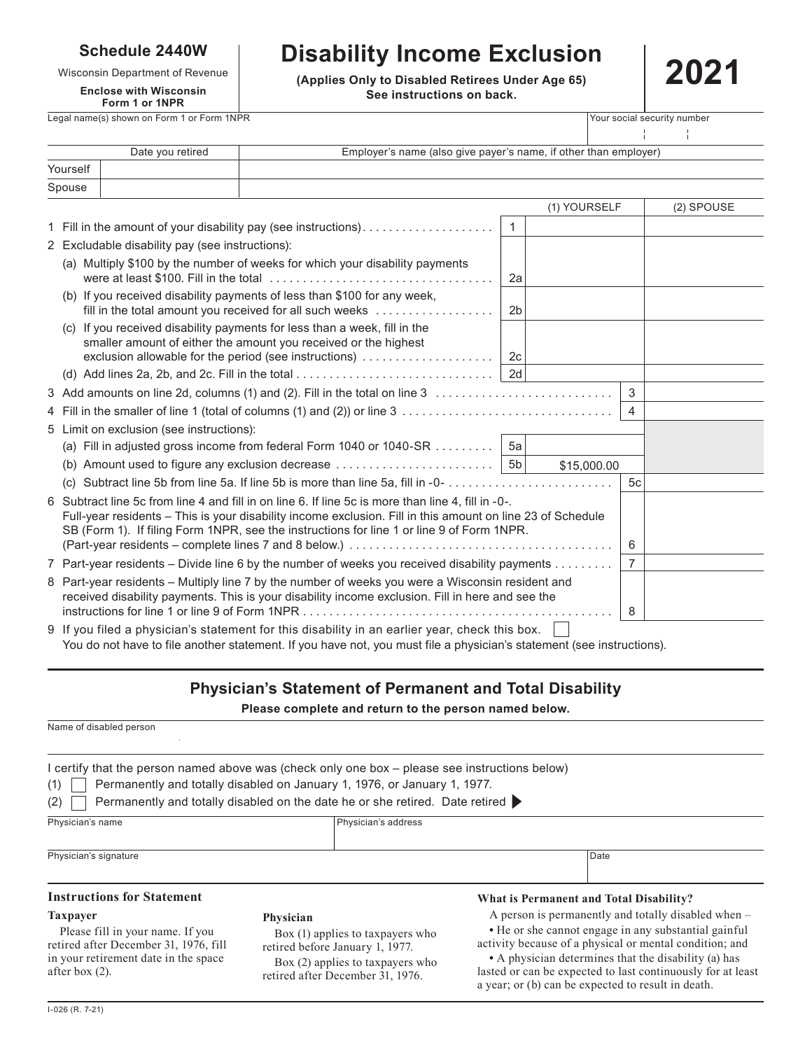**Schedule 2440W**

Wisconsin Department of Revenue

**Enclose with Wisconsin Form 1 or 1NPR**

# Disability Income Exclusion

**(Applies Only to Disabled Retirees Under Age 65)**
**See instructions on back.**

# 2021

Legal name(s) shown on Form 1 or Form 1NPR | Your social security number

| | Date you retired | Employer's name (also give payer's name, if other than employer) |
|---|---|---|
| Yourself | | |
| Spouse | | |

| | | (1) YOURSELF | | (2) SPOUSE |
|---|---|---|---|---|
| 1 Fill in the amount of your disability pay (see instructions) | 1 | | | |
| 2 Excludable disability pay (see instructions): | | | | |
| (a) Multiply $100 by the number of weeks for which your disability payments were at least $100. Fill in the total | 2a | | | |
| (b) If you received disability payments of less than $100 for any week, fill in the total amount you received for all such weeks | 2b | | | |
| (c) If you received disability payments for less than a week, fill in the smaller amount of either the amount you received or the highest exclusion allowable for the period (see instructions) | 2c | | | |
| (d) Add lines 2a, 2b, and 2c. Fill in the total | 2d | | | |
| 3 Add amounts on line 2d, columns (1) and (2). Fill in the total on line 3 | | | 3 | |
| 4 Fill in the smaller of line 1 (total of columns (1) and (2)) or line 3 | | | 4 | |
| 5 Limit on exclusion (see instructions): | | | | |
| (a) Fill in adjusted gross income from federal Form 1040 or 1040-SR | 5a | | | |
| (b) Amount used to figure any exclusion decrease | 5b | $15,000.00 | | |
| (c) Subtract line 5b from line 5a. If line 5b is more than line 5a, fill in -0- | | | 5c | |
| 6 Subtract line 5c from line 4 and fill in on line 6. If line 5c is more than line 4, fill in -0-. Full-year residents – This is your disability income exclusion. Fill in this amount on line 23 of Schedule SB (Form 1). If filing Form 1NPR, see the instructions for line 1 or line 9 of Form 1NPR. (Part-year residents – complete lines 7 and 8 below.) | | | 6 | |
| 7 Part-year residents – Divide line 6 by the number of weeks you received disability payments | | | 7 | |
| 8 Part-year residents – Multiply line 7 by the number of weeks you were a Wisconsin resident and received disability payments. This is your disability income exclusion. Fill in here and see the instructions for line 1 or line 9 of Form 1NPR | | | 8 | |

9 If you filed a physician's statement for this disability in an earlier year, check this box. ☐
You do not have to file another statement. If you have not, you must file a physician's statement (see instructions).

## Physician's Statement of Permanent and Total Disability

**Please complete and return to the person named below.**

Name of disabled person

I certify that the person named above was (check only one box – please see instructions below)

(1) ☐ Permanently and totally disabled on January 1, 1976, or January 1, 1977.

(2) ☐ Permanently and totally disabled on the date he or she retired. Date retired ▶

| Physician's name | Physician's address |
|---|---|
| | |

| Physician's signature | Date |
|---|---|
| | |

### Instructions for Statement

**Taxpayer**

Please fill in your name. If you retired after December 31, 1976, fill in your retirement date in the space after box (2).

**Physician**

Box (1) applies to taxpayers who retired before January 1, 1977.

Box (2) applies to taxpayers who retired after December 31, 1976.

**What is Permanent and Total Disability?**

A person is permanently and totally disabled when –

- He or she cannot engage in any substantial gainful activity because of a physical or mental condition; and
- A physician determines that the disability (a) has lasted or can be expected to last continuously for at least a year; or (b) can be expected to result in death.

I-026 (R. 7-21)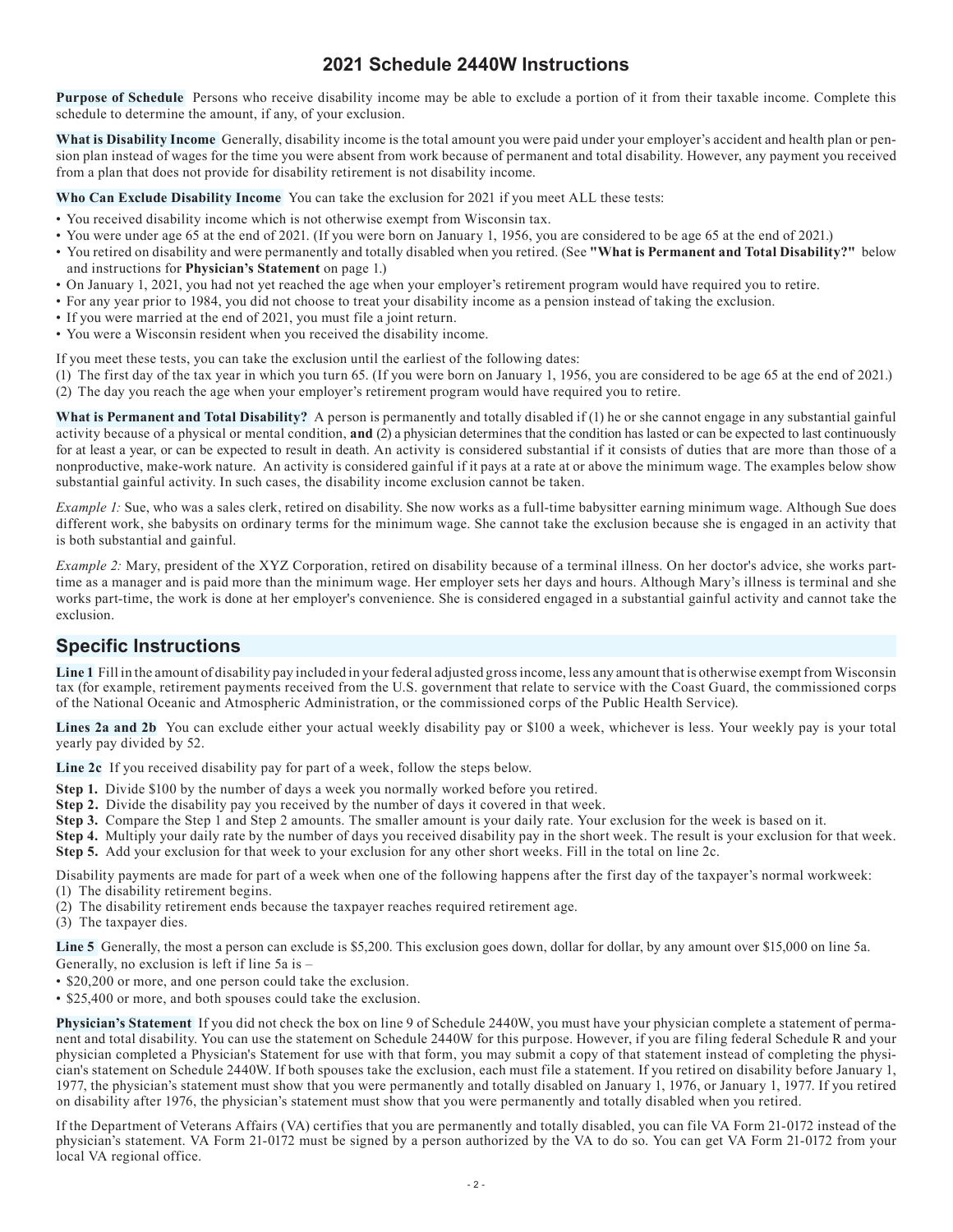# 2021 Schedule 2440W Instructions

**Purpose of Schedule** Persons who receive disability income may be able to exclude a portion of it from their taxable income. Complete this schedule to determine the amount, if any, of your exclusion.

**What is Disability Income** Generally, disability income is the total amount you were paid under your employer's accident and health plan or pension plan instead of wages for the time you were absent from work because of permanent and total disability. However, any payment you received from a plan that does not provide for disability retirement is not disability income.

**Who Can Exclude Disability Income** You can take the exclusion for 2021 if you meet ALL these tests:

- You received disability income which is not otherwise exempt from Wisconsin tax.
- You were under age 65 at the end of 2021. (If you were born on January 1, 1956, you are considered to be age 65 at the end of 2021.)
- You retired on disability and were permanently and totally disabled when you retired. (See **"What is Permanent and Total Disability?"** below and instructions for **Physician's Statement** on page 1.)
- On January 1, 2021, you had not yet reached the age when your employer's retirement program would have required you to retire.
- For any year prior to 1984, you did not choose to treat your disability income as a pension instead of taking the exclusion.
- If you were married at the end of 2021, you must file a joint return.
- You were a Wisconsin resident when you received the disability income.

If you meet these tests, you can take the exclusion until the earliest of the following dates:

(1) The first day of the tax year in which you turn 65. (If you were born on January 1, 1956, you are considered to be age 65 at the end of 2021.)
(2) The day you reach the age when your employer's retirement program would have required you to retire.

**What is Permanent and Total Disability?** A person is permanently and totally disabled if (1) he or she cannot engage in any substantial gainful activity because of a physical or mental condition, **and** (2) a physician determines that the condition has lasted or can be expected to last continuously for at least a year, or can be expected to result in death. An activity is considered substantial if it consists of duties that are more than those of a nonproductive, make-work nature. An activity is considered gainful if it pays at a rate at or above the minimum wage. The examples below show substantial gainful activity. In such cases, the disability income exclusion cannot be taken.

*Example 1:* Sue, who was a sales clerk, retired on disability. She now works as a full-time babysitter earning minimum wage. Although Sue does different work, she babysits on ordinary terms for the minimum wage. She cannot take the exclusion because she is engaged in an activity that is both substantial and gainful.

*Example 2:* Mary, president of the XYZ Corporation, retired on disability because of a terminal illness. On her doctor's advice, she works part-time as a manager and is paid more than the minimum wage. Her employer sets her days and hours. Although Mary's illness is terminal and she works part-time, the work is done at her employer's convenience. She is considered engaged in a substantial gainful activity and cannot take the exclusion.

## Specific Instructions

**Line 1** Fill in the amount of disability pay included in your federal adjusted gross income, less any amount that is otherwise exempt from Wisconsin tax (for example, retirement payments received from the U.S. government that relate to service with the Coast Guard, the commissioned corps of the National Oceanic and Atmospheric Administration, or the commissioned corps of the Public Health Service).

**Lines 2a and 2b** You can exclude either your actual weekly disability pay or $100 a week, whichever is less. Your weekly pay is your total yearly pay divided by 52.

**Line 2c** If you received disability pay for part of a week, follow the steps below.

**Step 1.** Divide $100 by the number of days a week you normally worked before you retired.
**Step 2.** Divide the disability pay you received by the number of days it covered in that week.
**Step 3.** Compare the Step 1 and Step 2 amounts. The smaller amount is your daily rate. Your exclusion for the week is based on it.
**Step 4.** Multiply your daily rate by the number of days you received disability pay in the short week. The result is your exclusion for that week.
**Step 5.** Add your exclusion for that week to your exclusion for any other short weeks. Fill in the total on line 2c.

Disability payments are made for part of a week when one of the following happens after the first day of the taxpayer's normal workweek:

(1) The disability retirement begins.
(2) The disability retirement ends because the taxpayer reaches required retirement age.
(3) The taxpayer dies.

**Line 5** Generally, the most a person can exclude is $5,200. This exclusion goes down, dollar for dollar, by any amount over $15,000 on line 5a. Generally, no exclusion is left if line 5a is –

- $20,200 or more, and one person could take the exclusion.
- $25,400 or more, and both spouses could take the exclusion.

**Physician's Statement** If you did not check the box on line 9 of Schedule 2440W, you must have your physician complete a statement of permanent and total disability. You can use the statement on Schedule 2440W for this purpose. However, if you are filing federal Schedule R and your physician completed a Physician's Statement for use with that form, you may submit a copy of that statement instead of completing the physician's statement on Schedule 2440W. If both spouses take the exclusion, each must file a statement. If you retired on disability before January 1, 1977, the physician's statement must show that you were permanently and totally disabled on January 1, 1976, or January 1, 1977. If you retired on disability after 1976, the physician's statement must show that you were permanently and totally disabled when you retired.

If the Department of Veterans Affairs (VA) certifies that you are permanently and totally disabled, you can file VA Form 21-0172 instead of the physician's statement. VA Form 21-0172 must be signed by a person authorized by the VA to do so. You can get VA Form 21-0172 from your local VA regional office.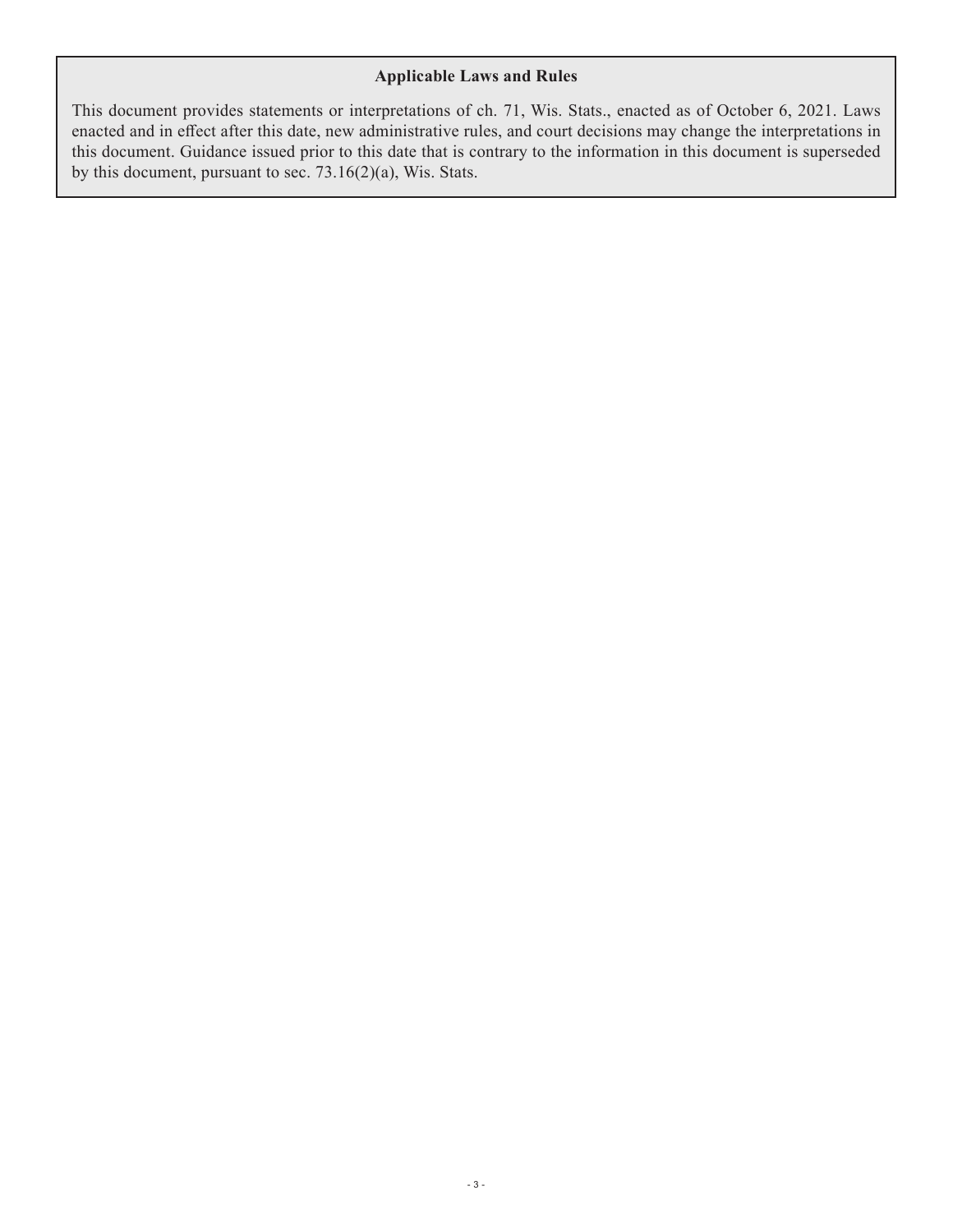**Applicable Laws and Rules**

This document provides statements or interpretations of ch. 71, Wis. Stats., enacted as of October 6, 2021. Laws enacted and in effect after this date, new administrative rules, and court decisions may change the interpretations in this document. Guidance issued prior to this date that is contrary to the information in this document is superseded by this document, pursuant to sec. 73.16(2)(a), Wis. Stats.